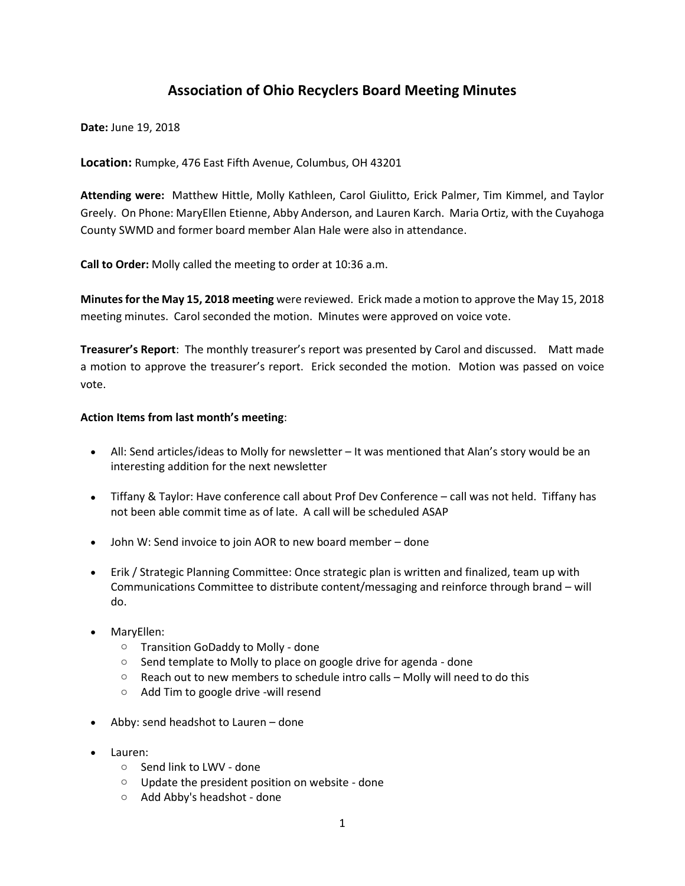# Association of Ohio Recyclers Board Meeting Minutes

**Date:** June 19, 2018

**Location:** Rumpke, 476 East Fifth Avenue, Columbus, OH 43201

**Attending were:** Matthew Hittle, Molly Kathleen, Carol Giulitto, Erick Palmer, Tim Kimmel, and Taylor Greely. On Phone: MaryEllen Etienne, Abby Anderson, and Lauren Karch. Maria Ortiz, with the Cuyahoga County SWMD and former board member Alan Hale were also in attendance.

**Call to Order:** Molly called the meeting to order at 10:36 a.m.

**Minutes for the May 15, 2018 meeting** were reviewed. Erick made a motion to approve the May 15, 2018 meeting minutes. Carol seconded the motion. Minutes were approved on voice vote.

**Treasurer's Report**: The monthly treasurer's report was presented by Carol and discussed. Matt made a motion to approve the treasurer's report. Erick seconded the motion. Motion was passed on voice vote.

**Action Items from last month's meeting**:

- All: Send articles/ideas to Molly for newsletter – It was mentioned that Alan's story would be an interesting addition for the next newsletter
- Tiffany & Taylor: Have conference call about Prof Dev Conference – call was not held. Tiffany has not been able commit time as of late. A call will be scheduled ASAP
- John W: Send invoice to join AOR to new board member – done
- Erik / Strategic Planning Committee: Once strategic plan is written and finalized, team up with Communications Committee to distribute content/messaging and reinforce through brand – will do.
- MaryEllen:
  - Transition GoDaddy to Molly - done
  - Send template to Molly to place on google drive for agenda - done
  - Reach out to new members to schedule intro calls – Molly will need to do this
  - Add Tim to google drive -will resend
- Abby: send headshot to Lauren – done
- Lauren:
  - Send link to LWV - done
  - Update the president position on website - done
  - Add Abby's headshot - done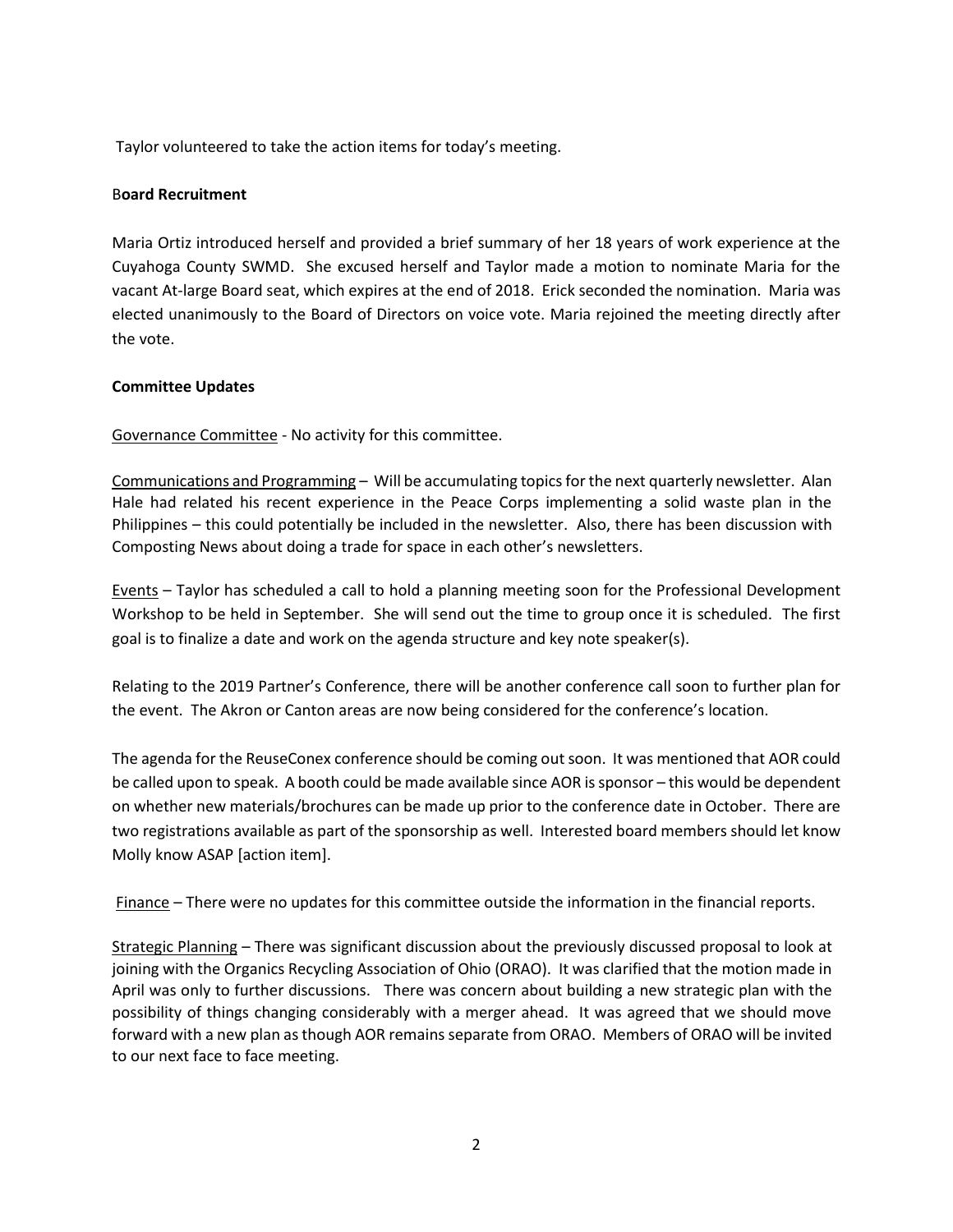Taylor volunteered to take the action items for today's meeting.

**Board Recruitment**

Maria Ortiz introduced herself and provided a brief summary of her 18 years of work experience at the Cuyahoga County SWMD. She excused herself and Taylor made a motion to nominate Maria for the vacant At-large Board seat, which expires at the end of 2018. Erick seconded the nomination. Maria was elected unanimously to the Board of Directors on voice vote. Maria rejoined the meeting directly after the vote.

**Committee Updates**

Governance Committee - No activity for this committee.

Communications and Programming – Will be accumulating topics for the next quarterly newsletter. Alan Hale had related his recent experience in the Peace Corps implementing a solid waste plan in the Philippines – this could potentially be included in the newsletter. Also, there has been discussion with Composting News about doing a trade for space in each other's newsletters.

Events – Taylor has scheduled a call to hold a planning meeting soon for the Professional Development Workshop to be held in September. She will send out the time to group once it is scheduled. The first goal is to finalize a date and work on the agenda structure and key note speaker(s).

Relating to the 2019 Partner's Conference, there will be another conference call soon to further plan for the event. The Akron or Canton areas are now being considered for the conference's location.

The agenda for the ReuseConex conference should be coming out soon. It was mentioned that AOR could be called upon to speak. A booth could be made available since AOR is sponsor – this would be dependent on whether new materials/brochures can be made up prior to the conference date in October. There are two registrations available as part of the sponsorship as well. Interested board members should let know Molly know ASAP [action item].

Finance – There were no updates for this committee outside the information in the financial reports.

Strategic Planning – There was significant discussion about the previously discussed proposal to look at joining with the Organics Recycling Association of Ohio (ORAO). It was clarified that the motion made in April was only to further discussions. There was concern about building a new strategic plan with the possibility of things changing considerably with a merger ahead. It was agreed that we should move forward with a new plan as though AOR remains separate from ORAO. Members of ORAO will be invited to our next face to face meeting.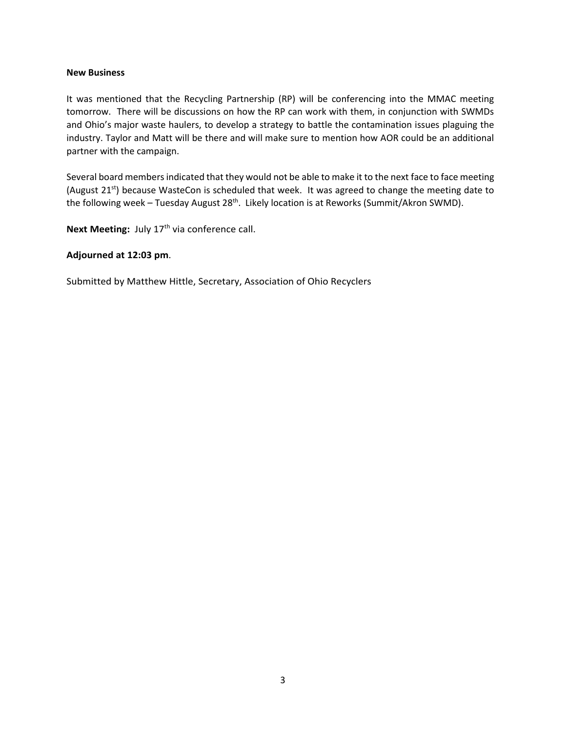**New Business**

It was mentioned that the Recycling Partnership (RP) will be conferencing into the MMAC meeting tomorrow. There will be discussions on how the RP can work with them, in conjunction with SWMDs and Ohio's major waste haulers, to develop a strategy to battle the contamination issues plaguing the industry. Taylor and Matt will be there and will make sure to mention how AOR could be an additional partner with the campaign.

Several board members indicated that they would not be able to make it to the next face to face meeting (August 21st) because WasteCon is scheduled that week. It was agreed to change the meeting date to the following week – Tuesday August 28th. Likely location is at Reworks (Summit/Akron SWMD).

**Next Meeting:** July 17th via conference call.

**Adjourned at 12:03 pm**.

Submitted by Matthew Hittle, Secretary, Association of Ohio Recyclers